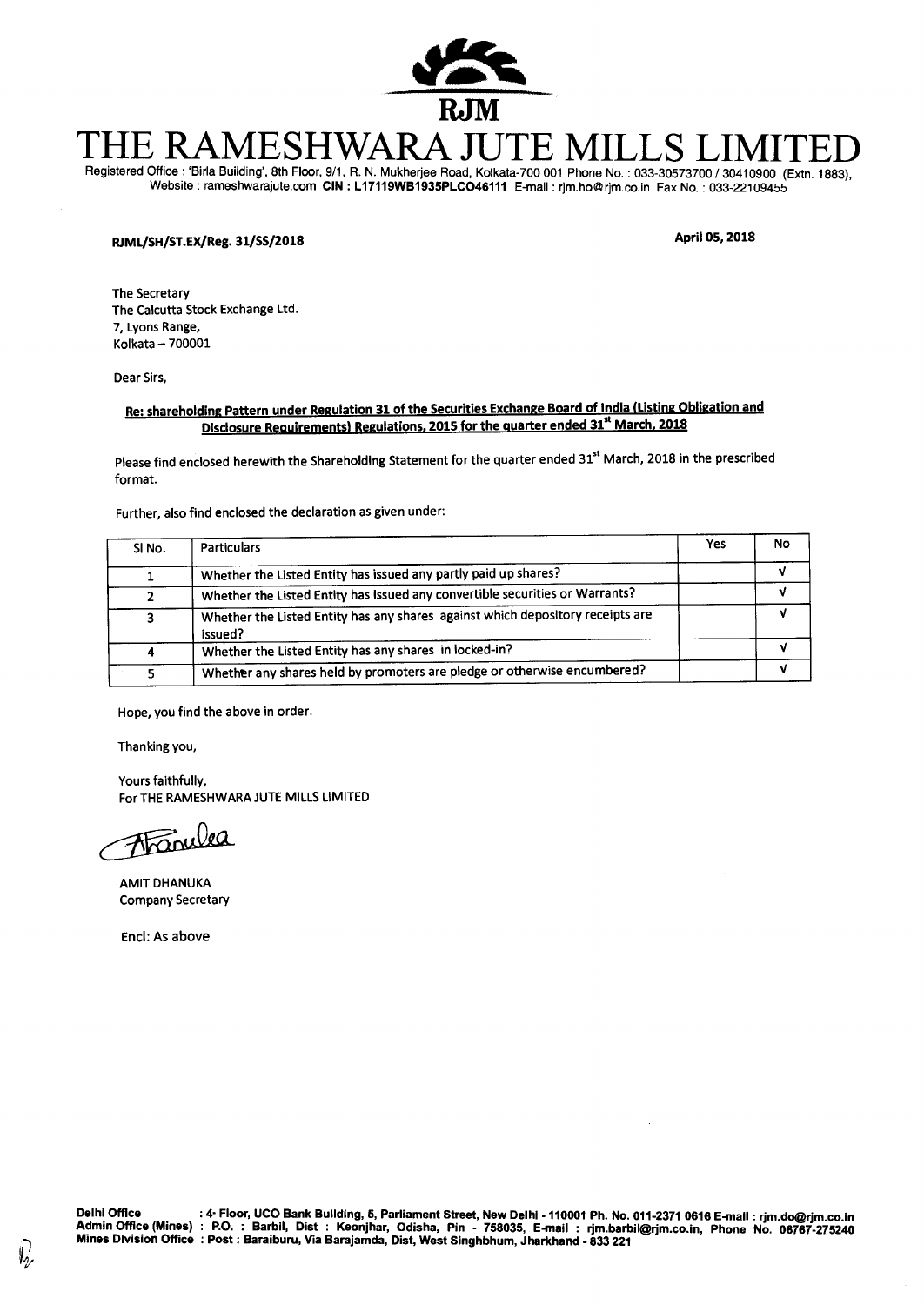RJM

# THE RAMESHWARA JUTE MILLS LIMITED

Registered Office : 'Birla Building', 8th Floor, 9/1, R. N. Mukherjee Road, Kolkata-700 001 Phone No. : 033-30573700 / 30410900 (Extn. 1883), Website : rameshwarajute.com **CIN : L17119WB1935PLC046111** E-mail : rjm.ho@rjm.co.in Fax No. : 033-22109455

**RJML/SH/ST.EX/Reg. 31/SS/2018** **April 05, 2018**

The Secretary
The Calcutta Stock Exchange Ltd.
7, Lyons Range,
Kolkata – 700001

Dear Sirs,

**Re: shareholding Pattern under Regulation 31 of the Securities Exchange Board of India (Listing Obligation and Disclosure Requirements) Regulations, 2015 for the quarter ended 31st March, 2018**

Please find enclosed herewith the Shareholding Statement for the quarter ended 31st March, 2018 in the prescribed format.

Further, also find enclosed the declaration as given under:

| Sl No. | Particulars | Yes | No |
|---|---|---|---|
| 1 | Whether the Listed Entity has issued any partly paid up shares? | | √ |
| 2 | Whether the Listed Entity has issued any convertible securities or Warrants? | | √ |
| 3 | Whether the Listed Entity has any shares against which depository receipts are issued? | | √ |
| 4 | Whether the Listed Entity has any shares in locked-in? | | √ |
| 5 | Whether any shares held by promoters are pledge or otherwise encumbered? | | √ |

Hope, you find the above in order.

Thanking you,

Yours faithfully,
For THE RAMESHWARA JUTE MILLS LIMITED

AMIT DHANUKA
Company Secretary

Encl: As above

**Delhi Office** : 4th Floor, UCO Bank Building, 5, Parliament Street, New Delhi - 110001 Ph. No. 011-2371 0616 E-mail : rjm.do@rjm.co.in
**Admin Office (Mines)** : P.O. : Barbil, Dist : Keonjhar, Odisha, Pin - 758035, E-mail : rjm.barbil@rjm.co.in, Phone No. 06767-275240
**Mines Division Office** : Post : Baraiburu, Via Barajamda, Dist, West Singhbhum, Jharkhand - 833 221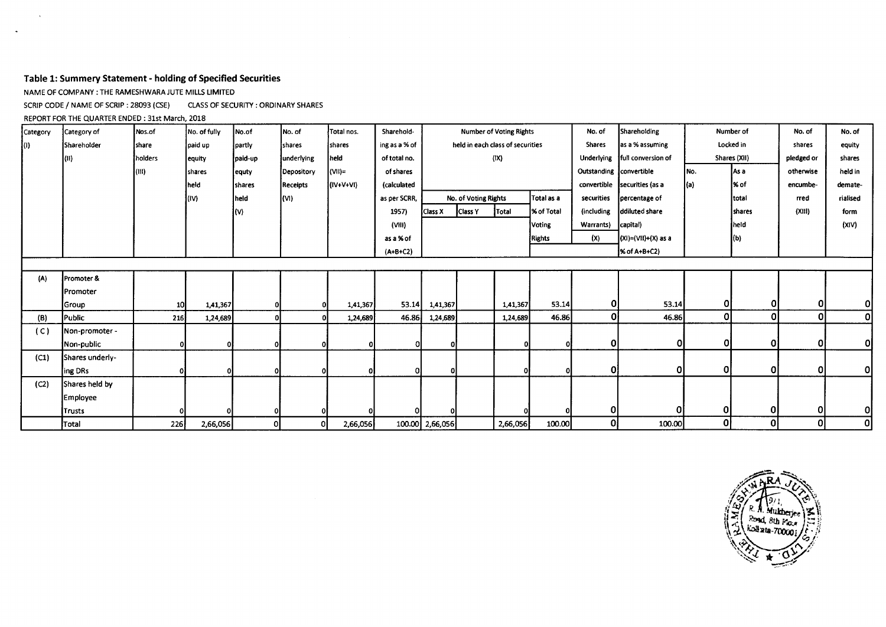### Table 1: Summery Statement - holding of Specified Securities

NAME OF COMPANY : THE RAMESHWARA JUTE MILLS LIMITED

SCRIP CODE / NAME OF SCRIP : 28093 (CSE)     CLASS OF SECURITY : ORDINARY SHARES

REPORT FOR THE QUARTER ENDED : 31st March, 2018

| Category (I) | Category of Shareholder (II) | Nos.of share holders (III) | No. of fully paid up equity shares held (IV) | No.of partly paid-up equty shares held (V) | No. of shares underlying Depository Receipts (VI) | Total nos. shares held (VII)= (IV+V+VI) | Sharehold-ing as a % of of total no. of shares (calculated as per SCRR, 1957) (VIII) as a % of (A+B+C2) | Number of Voting Rights held in each class of securities (IX) | | | | No. of Shares Underlying Outstanding convertible securities (including Warrants) (X) | Shareholding as a % assuming full conversion of convertible securities (as a percentage of ddiluted share capital) (XI)=(VII)+(X) as a % of A+B+C2) | Number of Locked in Shares (XII) | | No. of shares pledged or otherwise encumbe-rred (XIII) | No. of equity shares held in demate-rialised form (XIV) |
|---|---|---|---|---|---|---|---|---|---|---|---|---|---|---|---|---|---|
| | | | | | | | | No. of Voting Rights | | | Total as a % of Total Voting Rights | | | No. (a) | As a % of total shares held (b) | | |
| | | | | | | | | Class X | Class Y | Total | | | | | | | |
| (A) | Promoter & Promoter Group | 10 | 1,41,367 | 0 | 0 | 1,41,367 | 53.14 | 1,41,367 | | 1,41,367 | 53.14 | 0 | 53.14 | 0 | 0 | 0 | 0 |
| (B) | Public | 216 | 1,24,689 | 0 | 0 | 1,24,689 | 46.86 | 1,24,689 | | 1,24,689 | 46.86 | 0 | 46.86 | 0 | 0 | 0 | 0 |
| ( C ) | Non-promoter - Non-public | 0 | 0 | 0 | 0 | 0 | 0 | 0 | | 0 | 0 | 0 | 0 | 0 | 0 | 0 | 0 |
| (C1) | Shares underly-ing DRs | 0 | 0 | 0 | 0 | 0 | 0 | 0 | | 0 | 0 | 0 | 0 | 0 | 0 | 0 | 0 |
| (C2) | Shares held by Employee Trusts | 0 | 0 | 0 | 0 | 0 | 0 | 0 | | 0 | 0 | 0 | 0 | 0 | 0 | 0 | 0 |
| | Total | 226 | 2,66,056 | 0 | 0 | 2,66,056 | 100.00 | 2,66,056 | | 2,66,056 | 100.00 | 0 | 100.00 | 0 | 0 | 0 | 0 |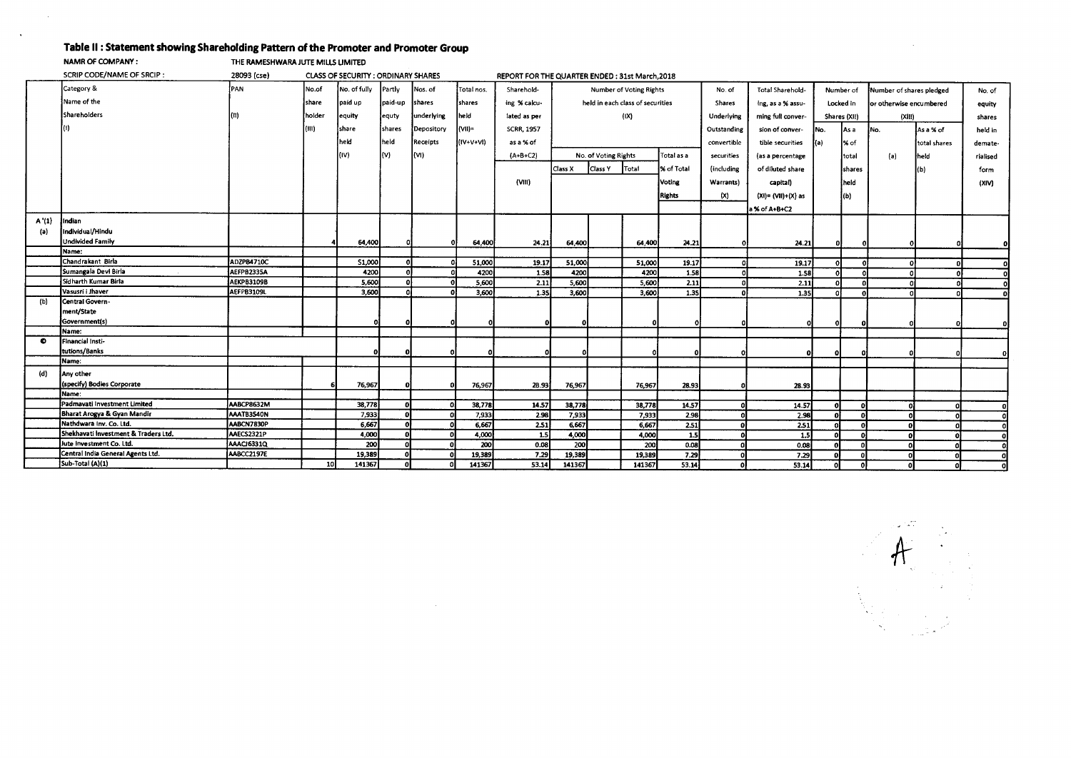## Table II : Statement showing Shareholding Pattern of the Promoter and Promoter Group

NAMR OF COMPANY : THE RAMESHWARA JUTE MILLS LIMITED

SCRIP CODE/NAME OF SRCIP : 28093 (cse) CLASS OF SECURITY : ORDINARY SHARES REPORT FOR THE QUARTER ENDED : 31st March,2018

| | Category & Name of the Shareholders (I) | PAN (II) | No.of share holder (III) | No. of fully paid up equity share held (IV) | Partly paid-up equty shares held (V) | Nos. of shares underlying Depository Receipts (VI) | Total nos. shares held (VII)= (IV+V+VI) | Sharehold-ing % calcu-lated as per SCRR, 1957 as a % of (A+B+C2) (VIII) | Number of Voting Rights held in each class of securities (IX) | | | | No. of Shares Underlying Outstanding convertible securities (including Warrants) (X) | Total Sharehold-ing, as a % assu-ming full conver-sion of conver-tible securities (as a percentage of diluted share capital) (XI)= (VII)+(X) as a % of A+B+C2 | Number of Locked in Shares (XII) | | Number of shares pledged or otherwise encumbered (XIII) | | No. of shares held in demate-rialised form (XIV) |
|---|---|---|---|---|---|---|---|---|---|---|---|---|---|---|---|---|---|---|---|
| | | | | | | | | | No. of Voting Rights | | | Total as a % of Total Voting Rights | | | No. (a) | As a % of total shares held (b) | No. (a) | As a % of total shares held (b) | |
| | | | | | | | | | Class X | Class Y | Total | | | | | | | | |
| A '(1) | Indian | | | | | | | | | | | | | | | | | | |
| (a) | Individual/Hindu Undivided Family | | 4 | 64,400 | 0 | 0 | 64,400 | 24.21 | 64,400 | | 64,400 | 24.21 | 0 | 24.21 | 0 | 0 | 0 | 0 | 0 |
| | Name: | | | | | | | | | | | | | | | | | | |
| | Chandrakant Birla | ADZPB4710C | | 51,000 | 0 | 0 | 51,000 | 19.17 | 51,000 | | 51,000 | 19.17 | 0 | 19.17 | 0 | 0 | 0 | 0 | 0 |
| | Sumangala Devi Birla | AEFPB2335A | | 4200 | 0 | 0 | 4200 | 1.58 | 4200 | | 4200 | 1.58 | 0 | 1.58 | 0 | 0 | 0 | 0 | 0 |
| | Sidharth Kumar Birla | AEKPB3109B | | 5,600 | 0 | 0 | 5,600 | 2.11 | 5,600 | | 5,600 | 2.11 | 0 | 2.11 | 0 | 0 | 0 | 0 | 0 |
| | Vasusri I Jhaver | AEFPB3109L | | 3,600 | 0 | 0 | 3,600 | 1.35 | 3,600 | | 3,600 | 1.35 | 0 | 1.35 | 0 | 0 | 0 | 0 | 0 |
| (b) | Central Government/State Government(s) | | | 0 | 0 | 0 | 0 | 0 | 0 | | 0 | 0 | 0 | 0 | 0 | 0 | 0 | 0 | 0 |
| | Name: | | | | | | | | | | | | | | | | | | |
| © | Financial Institutions/Banks | | | 0 | 0 | 0 | 0 | 0 | 0 | | 0 | 0 | 0 | 0 | 0 | 0 | 0 | 0 | 0 |
| | Name: | | | | | | | | | | | | | | | | | | |
| (d) | Any other (specify) Bodies Corporate | | 6 | 76,967 | 0 | 0 | 76,967 | 28.93 | 76,967 | | 76,967 | 28.93 | 0 | 28.93 | | | | | |
| | Name: | | | | | | | | | | | | | | | | | | |
| | Padmavati Investment Limited | AABCP8632M | | 38,778 | 0 | 0 | 38,778 | 14.57 | 38,778 | | 38,778 | 14.57 | 0 | 14.57 | 0 | 0 | 0 | 0 | 0 |
| | Bharat Arogya & Gyan Mandir | AAATB3540N | | 7,933 | 0 | 0 | 7,933 | 2.98 | 7,933 | | 7,933 | 2.98 | 0 | 2.98 | 0 | 0 | 0 | 0 | 0 |
| | Nathdwara Inv. Co. Ltd. | AABCN7830P | | 6,667 | 0 | 0 | 6,667 | 2.51 | 6,667 | | 6,667 | 2.51 | 0 | 2.51 | 0 | 0 | 0 | 0 | 0 |
| | Shekhavati Investment & Traders Ltd. | AAECS2321P | | 4,000 | 0 | 0 | 4,000 | 1.5 | 4,000 | | 4,000 | 1.5 | 0 | 1.5 | 0 | 0 | 0 | 0 | 0 |
| | Jute Investment Co. Ltd. | AAACJ6331Q | | 200 | 0 | 0 | 200 | 0.08 | 200 | | 200 | 0.08 | 0 | 0.08 | 0 | 0 | 0 | 0 | 0 |
| | Central India General Agents Ltd. | AABCC2197E | | 19,389 | 0 | 0 | 19,389 | 7.29 | 19,389 | | 19,389 | 7.29 | 0 | 7.29 | 0 | 0 | 0 | 0 | 0 |
| | Sub-Total (A)(1) | | 10 | 141367 | 0 | 0 | 141367 | 53.14 | 141367 | | 141367 | 53.14 | 0 | 53.14 | 0 | 0 | 0 | 0 | 0 |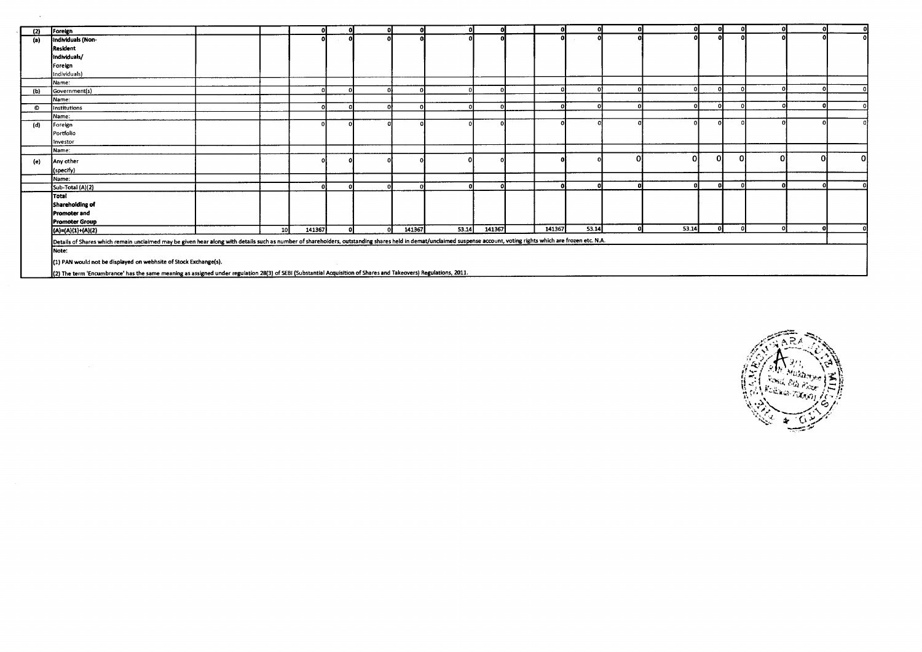| (2) | Foreign | | | 0 | 0 | 0 | 0 | 0 | 0 | | 0 | 0 | 0 | 0 | 0 | 0 | 0 | 0 | 0 |
|---|---|---|---|---|---|---|---|---|---|---|---|---|---|---|---|---|---|---|---|
| (a) | Individuals (Non-Resident Individuals/ Foreign Individuals) | | | 0 | 0 | 0 | 0 | 0 | 0 | | 0 | 0 | 0 | 0 | 0 | 0 | 0 | 0 | 0 |
| | Name: | | | | | | | | | | | | | | | | | | |
| (b) | Government(s) | | | 0 | 0 | 0 | 0 | 0 | 0 | | 0 | 0 | 0 | 0 | 0 | 0 | 0 | 0 | 0 |
| | Name: | | | | | | | | | | | | | | | | | | |
| © | Institutions | | | 0 | 0 | 0 | 0 | 0 | 0 | | 0 | 0 | 0 | 0 | 0 | 0 | 0 | 0 | 0 |
| | Name: | | | | | | | | | | | | | | | | | | |
| (d) | Foreign Portfolio Investor | | | 0 | 0 | 0 | 0 | 0 | 0 | | 0 | 0 | 0 | 0 | 0 | 0 | 0 | 0 | 0 |
| | Name: | | | | | | | | | | | | | | | | | | |
| (e) | Any other (specify) | | | 0 | 0 | 0 | 0 | 0 | 0 | | 0 | 0 | 0 | 0 | 0 | 0 | 0 | 0 | 0 |
| | Name: | | | | | | | | | | | | | | | | | | |
| | Sub-Total (A)(2) | | | 0 | 0 | 0 | 0 | 0 | 0 | | 0 | 0 | 0 | 0 | 0 | 0 | 0 | 0 | 0 |
| | Total Shareholding of Promoter and Promoter Group (A)=(A)(1)+(A)(2) | | 10 | 141367 | 0 | 0 | 141367 | 53.14 | 141367 | | 141367 | 53.14 | 0 | 53.14 | 0 | 0 | 0 | 0 | 0 |

Details of Shares which remain unclaimed may be given hear along with details such as number of shareholders, outstanding shares held in demat/unclaimed suspense account, voting rights which are frozen etc. N.A.

Note:

(1) PAN would not be displayed on webhsite of Stock Exchange(s).

(2) The term 'Encumbrance' has the same meaning as assigned under regulation 28(3) of SEBI (Substantial Acquisition of Shares and Takeovers) Regulations, 2011.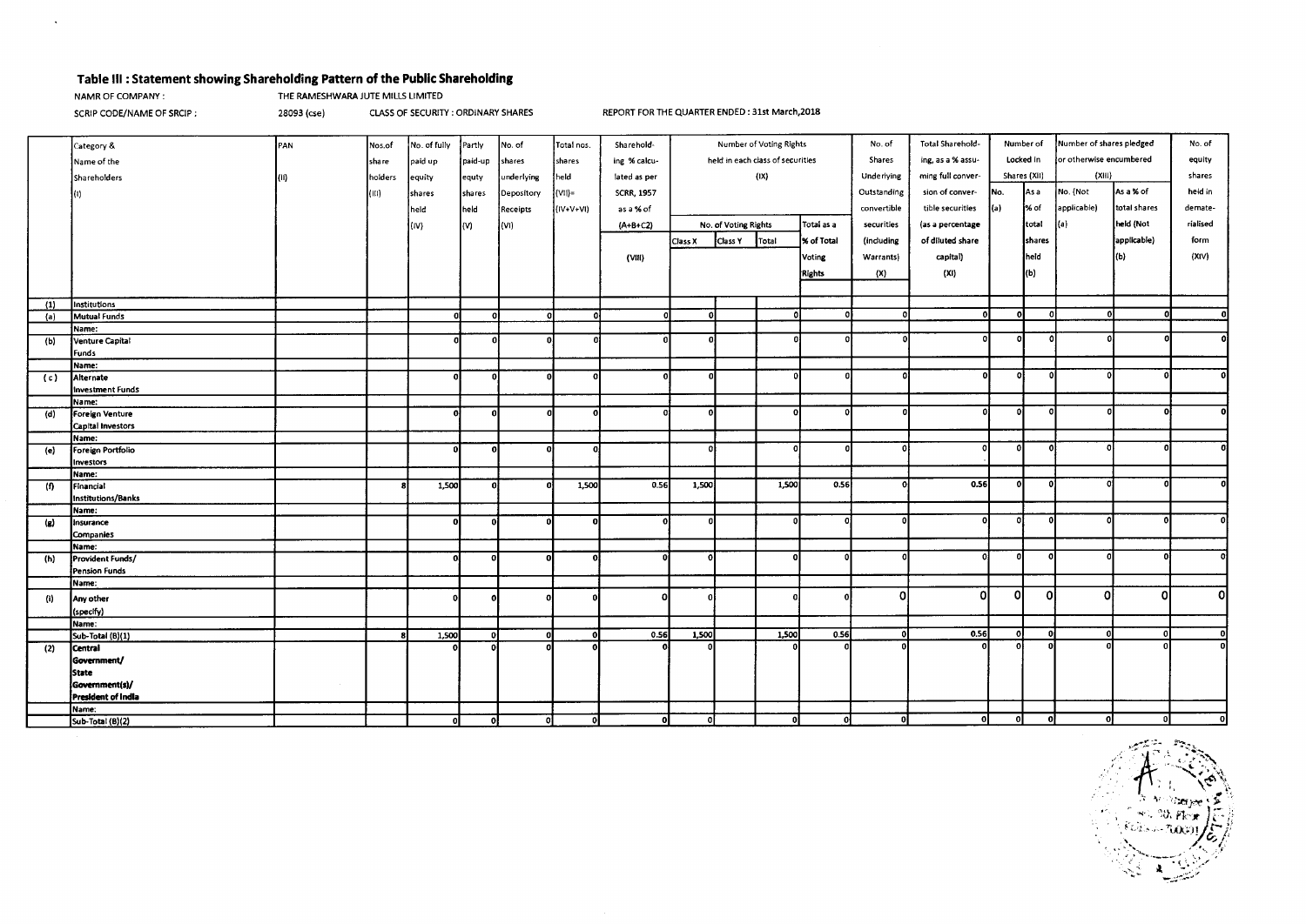## Table III : Statement showing Shareholding Pattern of the Public Shareholding

NAMR OF COMPANY : THE RAMESHWARA JUTE MILLS LIMITED

SCRIP CODE/NAME OF SRCIP : 28093 (cse) CLASS OF SECURITY : ORDINARY SHARES REPORT FOR THE QUARTER ENDED : 31st March,2018

| | Category & Name of the Shareholders (I) | PAN (II) | Nos.of share holders (III) | No. of fully paid up equity shares held (IV) | Partly paid-up equty shares held (V) | No. of shares underlying Depository Receipts (VI) | Total nos. shares held (VII)= (IV+V+VI) | Sharehold-ing % calcu-lated as per SCRR, 1957 as a % of (A+B+C2) (VIII) | Number of Voting Rights held in each class of securities (IX) | | | | No. of Shares Underlying Outstanding convertible securities (including Warrants) (X) | Total Sharehold-ing, as a % assu-ming full conver-sion of conver-tible securities (as a percentage of diluted share capital) (XI) | Number of Locked in Shares (XII) | | Number of shares pledged or otherwise encumbered (XIII) | | No. of equity shares held in demate-rialised form (XIV) |
|---|---|---|---|---|---|---|---|---|---|---|---|---|---|---|---|---|---|---|---|
| | | | | | | | | | No. of Voting Rights | | | Total as a % of Total Voting Rights | | | No. (a) | As a % of total shares held (b) | No. (Not applicable) (a) | As a % of total shares held (Not applicable) (b) | |
| | | | | | | | | | Class X | Class Y | Total | | | | | | | | |
| (1) | Institutions | | | | | | | | | | | | | | | | | | |
| (a) | Mutual Funds | | | 0 | 0 | 0 | 0 | 0 | 0 | | 0 | 0 | 0 | 0 | 0 | 0 | 0 | 0 | 0 |
| | Name: | | | | | | | | | | | | | | | | | | |
| (b) | Venture Capital Funds | | | 0 | 0 | 0 | 0 | 0 | 0 | | 0 | 0 | 0 | 0 | 0 | 0 | 0 | 0 | 0 |
| | Name: | | | | | | | | | | | | | | | | | | |
| (c) | Alternate Investment Funds | | | 0 | 0 | 0 | 0 | 0 | 0 | | 0 | 0 | 0 | 0 | 0 | 0 | 0 | 0 | 0 |
| | Name: | | | | | | | | | | | | | | | | | | |
| (d) | Foreign Venture Capital Investors | | | 0 | 0 | 0 | 0 | 0 | 0 | | 0 | 0 | 0 | 0 | 0 | 0 | 0 | 0 | 0 |
| | Name: | | | | | | | | | | | | | | | | | | |
| (e) | Foreign Portfolio Investors | | | 0 | 0 | 0 | 0 | | 0 | | 0 | 0 | 0 | 0 | 0 | 0 | 0 | 0 | 0 |
| | Name: | | | | | | | | | | | | | | | | | | |
| (f) | Financial Institutions/Banks | | 8 | 1,500 | 0 | 0 | 1,500 | 0.56 | 1,500 | | 1,500 | 0.56 | 0 | 0.56 | 0 | 0 | 0 | 0 | 0 |
| | Name: | | | | | | | | | | | | | | | | | | |
| (g) | Insurance Companies | | | 0 | 0 | 0 | 0 | 0 | 0 | | 0 | 0 | 0 | 0 | 0 | 0 | 0 | 0 | 0 |
| | Name: | | | | | | | | | | | | | | | | | | |
| (h) | Provident Funds/ Pension Funds | | | 0 | 0 | 0 | 0 | 0 | 0 | | 0 | 0 | 0 | 0 | 0 | 0 | 0 | 0 | 0 |
| | Name: | | | | | | | | | | | | | | | | | | |
| (i) | Any other (specify) | | | 0 | 0 | 0 | 0 | 0 | 0 | | 0 | 0 | 0 | 0 | 0 | 0 | 0 | 0 | 0 |
| | Name: | | | | | | | | | | | | | | | | | | |
| | Sub-Total (B)(1) | | 8 | 1,500 | 0 | 0 | 0 | 0.56 | 1,500 | | 1,500 | 0.56 | 0 | 0.56 | 0 | 0 | 0 | 0 | 0 |
| (2) | Central Government/ State Government(s)/ President of India | | | 0 | 0 | 0 | 0 | 0 | 0 | | 0 | 0 | 0 | 0 | 0 | 0 | 0 | 0 | 0 |
| | Name: | | | | | | | | | | | | | | | | | | |
| | Sub-Total (B)(2) | | 0 | 0 | 0 | 0 | 0 | 0 | 0 | | 0 | 0 | 0 | 0 | 0 | 0 | 0 | 0 | 0 |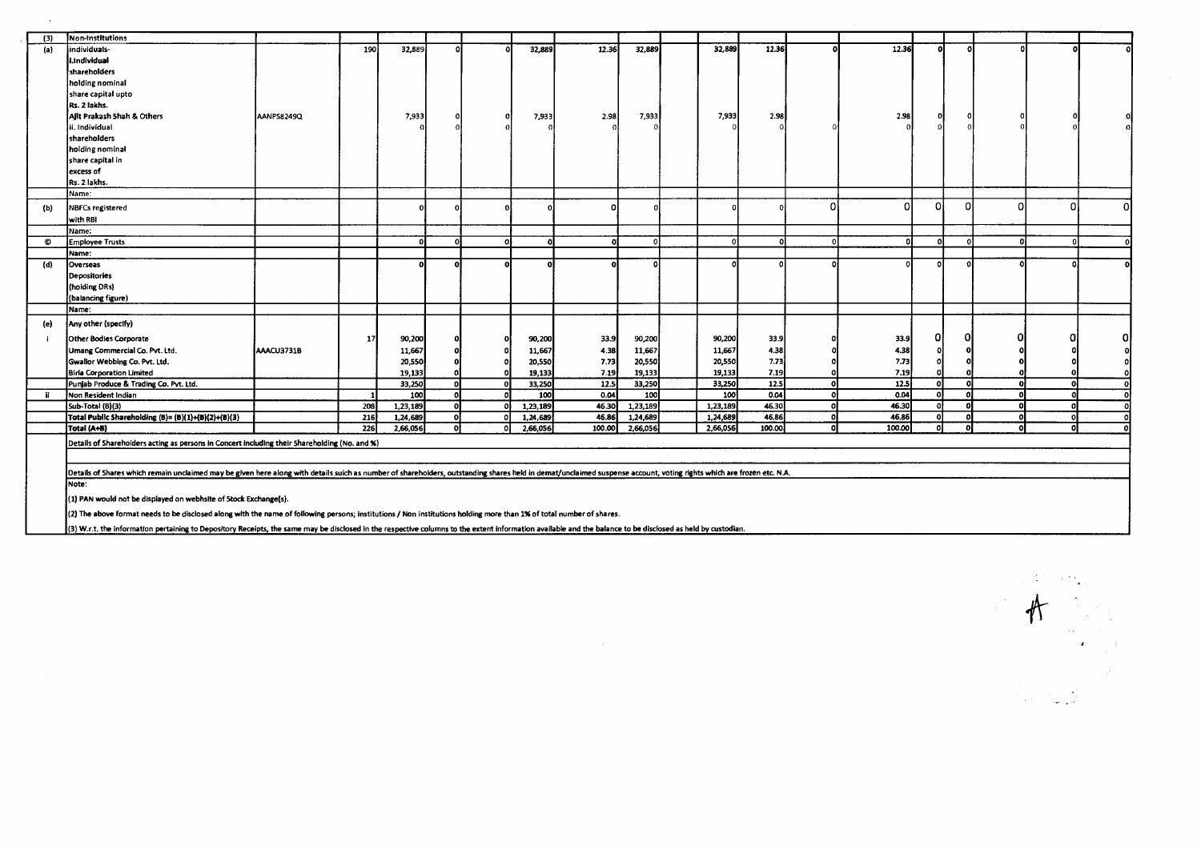| (3) | Non-Institutions | | | | | | | | | | | | | | | | | | |
|---|---|---|---|---|---|---|---|---|---|---|---|---|---|---|---|---|---|---|---|
| (a) | Individuals- i.Individual shareholders holding nominal share capital upto Rs. 2 lakhs. | | 190 | 32,889 | 0 | 0 | 32,889 | 12.36 | 32,889 | | 32,889 | 12.36 | 0 | 12.36 | 0 | 0 | 0 | 0 | 0 |
| | Ajit Prakash Shah & Others | AANPS8249Q | | 7,933 | 0 | 0 | 7,933 | 2.98 | 7,933 | | 7,933 | 2.98 | | 2.98 | 0 | 0 | 0 | 0 | 0 |
| | ii. Individual shareholders holding nominal share capital in excess of Rs. 2 lakhs. | | | 0 | 0 | 0 | 0 | 0 | 0 | | 0 | 0 | 0 | 0 | 0 | 0 | 0 | 0 | 0 |
| | Name: | | | | | | | | | | | | | | | | | | |
| (b) | NBFCs registered with RBI | | | 0 | 0 | 0 | 0 | 0 | 0 | | 0 | 0 | 0 | 0 | 0 | 0 | 0 | 0 | 0 |
| | Name: | | | | | | | | | | | | | | | | | | |
| © | Employee Trusts | | | 0 | 0 | 0 | 0 | 0 | 0 | | 0 | 0 | 0 | 0 | 0 | 0 | 0 | 0 | 0 |
| | Name: | | | | | | | | | | | | | | | | | | |
| (d) | Overseas Depositories (holding DRs) (balancing figure) | | | 0 | 0 | 0 | 0 | 0 | 0 | | 0 | 0 | 0 | 0 | 0 | 0 | 0 | 0 | 0 |
| | Name: | | | | | | | | | | | | | | | | | | |
| (e) | Any other (specify) | | | | | | | | | | | | | | | | | | |
| i | Other Bodies Corporate | | 17 | 90,200 | 0 | 0 | 90,200 | 33.9 | 90,200 | | 90,200 | 33.9 | 0 | 33.9 | 0 | 0 | 0 | 0 | 0 |
| | Umang Commercial Co. Pvt. Ltd. | AAACU3731B | | 11,667 | 0 | 0 | 11,667 | 4.38 | 11,667 | | 11,667 | 4.38 | 0 | 4.38 | 0 | 0 | 0 | 0 | 0 |
| | Gwalior Webbing Co. Pvt. Ltd. | | | 20,550 | 0 | 0 | 20,550 | 7.73 | 20,550 | | 20,550 | 7.73 | 0 | 7.73 | 0 | 0 | 0 | 0 | 0 |
| | Birla Corporation Limited | | | 19,133 | 0 | 0 | 19,133 | 7.19 | 19,133 | | 19,133 | 7.19 | 0 | 7.19 | 0 | 0 | 0 | 0 | 0 |
| | Punjab Produce & Trading Co. Pvt. Ltd. | | | 33,250 | 0 | 0 | 33,250 | 12.5 | 33,250 | | 33,250 | 12.5 | 0 | 12.5 | 0 | 0 | 0 | 0 | 0 |
| ii | Non Resident Indian | | 1 | 100 | 0 | 0 | 100 | 0.04 | 100 | | 100 | 0.04 | 0 | 0.04 | 0 | 0 | 0 | 0 | 0 |
| | Sub-Total (B)(3) | | 208 | 1,23,189 | 0 | 0 | 1,23,189 | 46.30 | 1,23,189 | | 1,23,189 | 46.30 | 0 | 46.30 | 0 | 0 | 0 | 0 | 0 |
| | **Total Public Shareholding (B)= (B)(1)+(B)(2)+(B)(3)** | | 216 | 1,24,689 | 0 | 0 | 1,24,689 | 46.86 | 1,24,689 | | 1,24,689 | 46.86 | 0 | 46.86 | 0 | 0 | 0 | 0 | 0 |
| | **Total (A+B)** | | 226 | 2,66,056 | 0 | 0 | 2,66,056 | 100.00 | 2,66,056 | | 2,66,056 | 100.00 | 0 | 100.00 | 0 | 0 | 0 | 0 | 0 |

Details of Shareholders acting as persons in Concert including their Shareholding (No. and %)

Details of Shares which remain unclaimed may be given here along with details suich as number of shareholders, outstanding shares held in demat/unclaimed suspense account, voting rights which are frozen etc. N.A.

Note:

(1) PAN would not be displayed on webhsite of Stock Exchange(s).

(2) The above format needs to be disclosed along with the name of following persons; Institutions / Non Institutions holding more than 1% of total number of shares.

(3) W.r.t. the information pertaining to Depository Receipts, the same may be disclosed in the respective columns to the extent information available and the balance to be disclosed as held by custodian.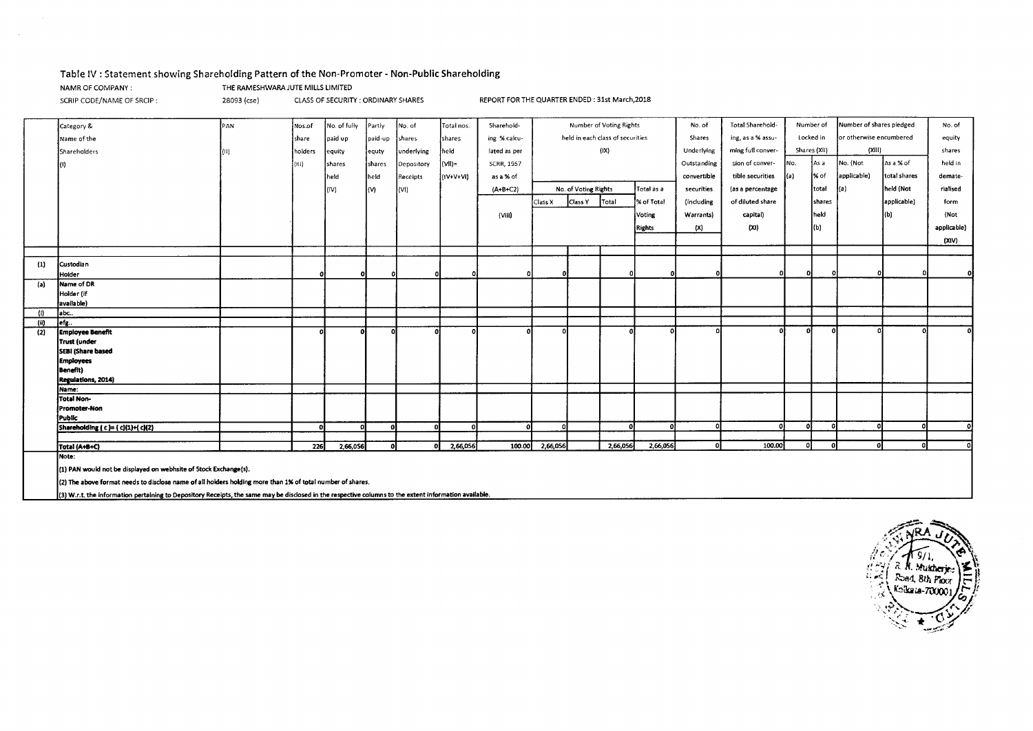# Table IV : Statement showing Shareholding Pattern of the Non-Promoter - Non-Public Shareholding

NAMR OF COMPANY : THE RAMESHWARA JUTE MILLS LIMITED

SCRIP CODE/NAME OF SRCIP : 28093 (cse) CLASS OF SECURITY : ORDINARY SHARES REPORT FOR THE QUARTER ENDED : 31st March,2018

| | Category & Name of the Shareholders (I) | PAN (II) | Nos.of share holders (III) | No. of fully paid up equity shares held (IV) | Partly paid-up equty shares held (V) | No. of shares underlying Depository Receipts (VI) | Total nos. shares held (VII)= (IV+V+VI) | Shareholding % calculated as per SCRR, 1957 as a % of (A+B+C2) (VIII) | Number of Voting Rights held in each class of securities (IX) | | | | No. of Shares Underlying Outstanding convertible securities (including Warrants) (X) | Total Shareholding, as a % assuming full conversion of convertible securities (as a percentage of diluted share capital) (XI) | Number of Locked in Shares (XII) | | Number of shares pledged or otherwise encumbered (XIII) | | No. of equity shares held in dematerialised form (Not applicable) (XIV) |
|---|---|---|---|---|---|---|---|---|---|---|---|---|---|---|---|---|---|---|---|
| | | | | | | | | | No. of Voting Rights | | | Total as a % of Total Voting Rights | | | No. (a) | As a % of total shares held (b) | No. (Not applicable) (a) | As a % of total shares held (Not applicable) (b) | |
| | | | | | | | | | Class X | Class Y | Total | | | | | | | | |
| (1) | Custodian Holder | | 0 | 0 | 0 | 0 | 0 | 0 | 0 | | 0 | 0 | 0 | 0 | 0 | 0 | 0 | 0 | 0 |
| (a) | Name of DR Holder (if available) | | | | | | | | | | | | | | | | | | |
| (i) | abc.. | | | | | | | | | | | | | | | | | | |
| (ii) | efg.. | | | | | | | | | | | | | | | | | | |
| (2) | **Employee Benefit Trust (under SEBI (Share based Employees Benefit) Regulations, 2014)** | | 0 | 0 | 0 | 0 | 0 | 0 | 0 | | 0 | 0 | 0 | 0 | 0 | 0 | 0 | 0 | 0 |
| | **Name:** | | | | | | | | | | | | | | | | | | |
| | **Total Non-Promoter-Non Public Shareholding ( c )= ( c)(1)+( c)(2)** | | 0 | 0 | 0 | 0 | 0 | 0 | 0 | | 0 | 0 | 0 | 0 | 0 | 0 | 0 | 0 | 0 |
| | **Total (A+B+C)** | | 226 | 2,66,056 | 0 | 0 | 2,66,056 | 100.00 | 2,66,056 | | 2,66,056 | 2,66,056 | 0 | 100.00 | 0 | 0 | 0 | 0 | 0 |

**Note:**

**(1) PAN would not be displayed on webhsite of Stock Exchange(s).**

**(2) The above format needs to disclose name of all holders holding more than 1% of total number of shares.**

**(3) W.r.t. the information pertaining to Depository Receipts, the same may be disclosed in the respective columns to the extent information available.**